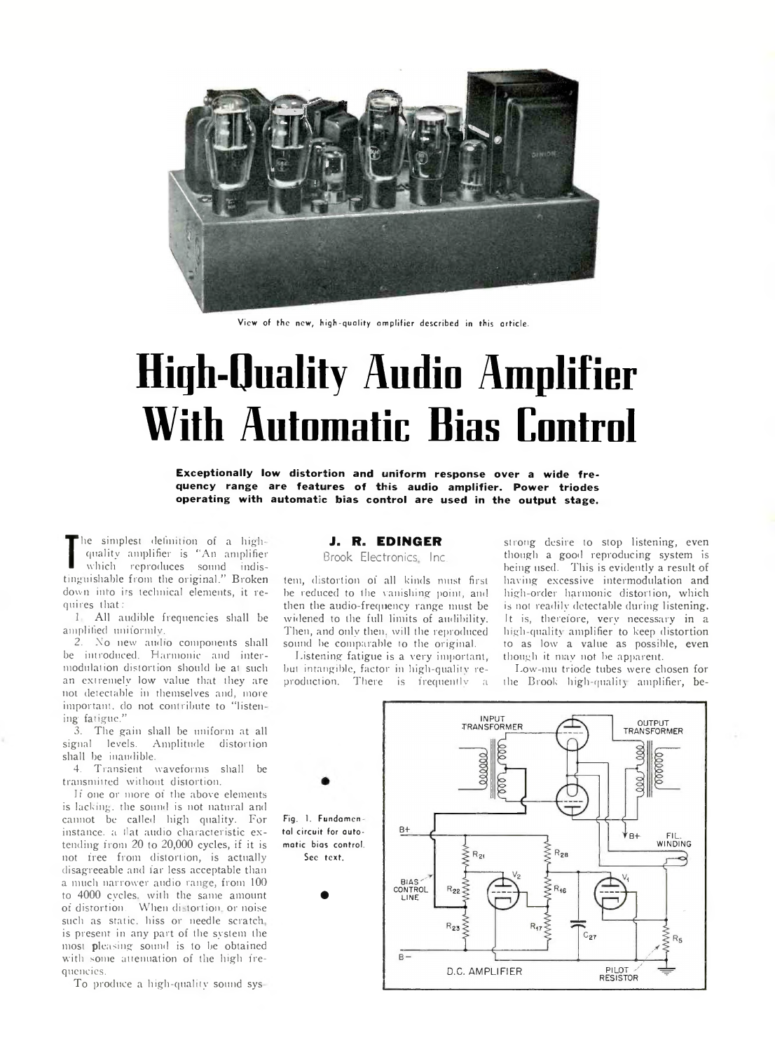View of the new, high-quality amplifier described in this article.

# High-Quality Audio Amplifier With Automatic Bias Control

**Exceptionally low distortion and uniform response over a wide frequency range are features of this audio amplifier. Power triodes operating with automatic bias control are used in the output stage.**

**J. R. EDINGER**
Brook Electronics, Inc.

The simplest definition of a high-quality amplifier is "An amplifier which reproduces sound indistinguishable from the original." Broken down into its technical elements, it requires that:

1. All audible frequencies shall be amplified uniformly.
2. No new audio components shall be introduced. Harmonic and intermodulation distortion should be at such an extremely low value that they are not detectable in themselves and, more important, do not contribute to "listening fatigue."
3. The gain shall be uniform at all signal levels. Amplitude distortion shall be inaudible.
4. Transient waveforms shall be transmitted without distortion.

If one or more of the above elements is lacking, the sound is not natural and cannot be called high quality. For instance, a flat audio characteristic extending from 20 to 20,000 cycles, if it is not free from distortion, is actually disagreeable and far less acceptable than a much narrower audio range, from 100 to 4000 cycles, with the same amount of distortion. When distortion, or noise such as static, hiss or needle scratch, is present in any part of the system the most pleasing sound is to be obtained with some attenuation of the high frequencies.

To produce a high-quality sound system, distortion of all kinds must first be reduced to the vanishing point, and then the audio-frequency range must be widened to the full limits of audibility. Then, and only then, will the reproduced sound be comparable to the original.

Listening fatigue is a very important, but intangible, factor in high-quality reproduction. There is frequently a strong desire to stop listening, even though a good reproducing system is being used. This is evidently a result of having excessive intermodulation and high-order harmonic distortion, which is not readily detectable during listening. It is, therefore, very necessary in a high-quality amplifier to keep distortion to as low a value as possible, even though it may not be apparent.

Low-mu triode tubes were chosen for the Brook high-quality amplifier, be-

Fig. 1. Fundamental circuit for automatic bias control. See text.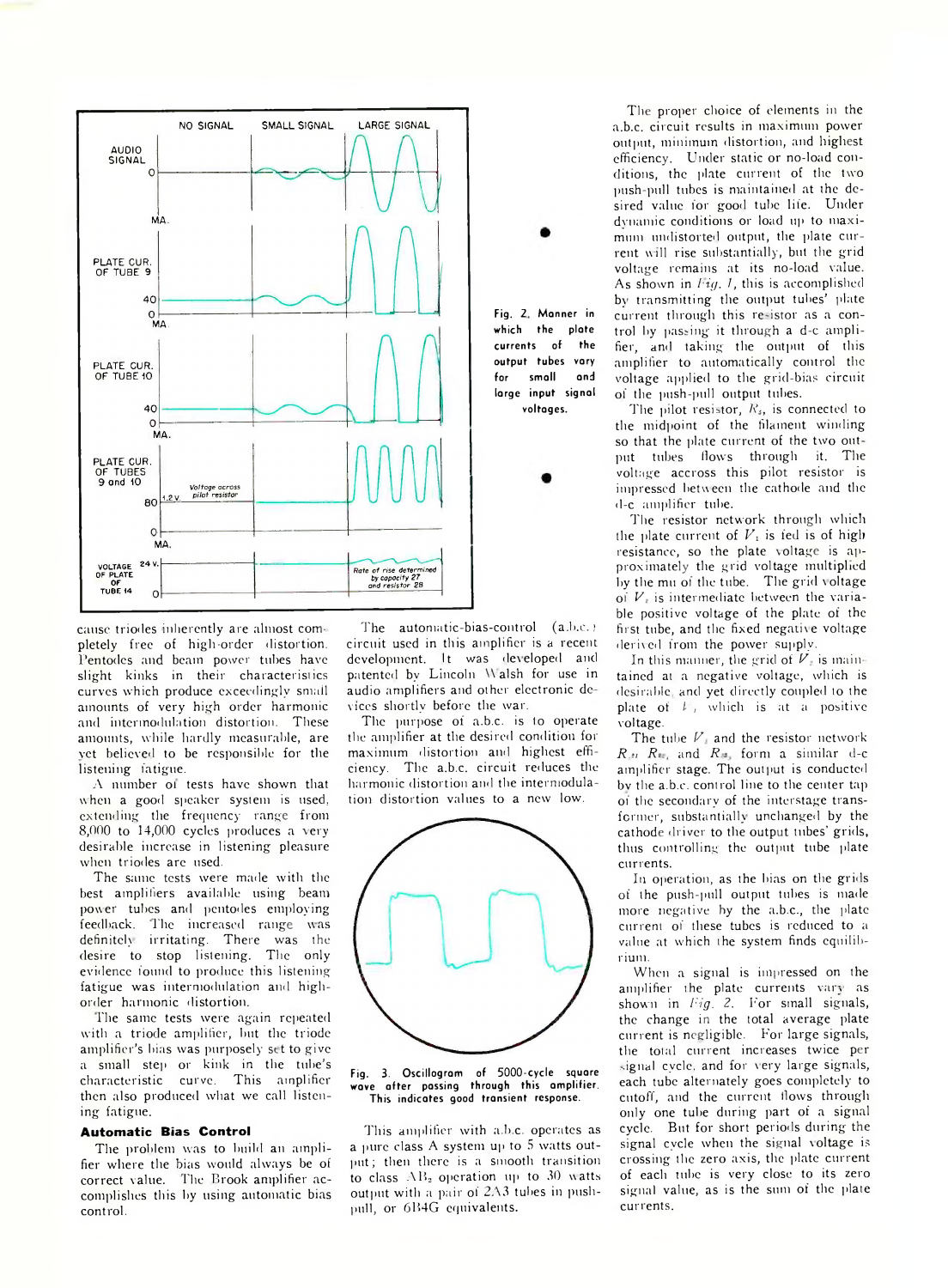Fig. 2. Manner in which the plate currents of the output tubes vary for small and large input signal voltages.

cause triodes inherently are almost completely free of high-order distortion. Pentodes and beam power tubes have slight kinks in their characteristics curves which produce exceedingly small amounts of very high order harmonic and intermodulation distortion. These amounts, while hardly measurable, are yet believed to be responsible for the listening fatigue.

A number of tests have shown that when a good speaker system is used, extending the frequency range from 8,000 to 14,000 cycles produces a very desirable increase in listening pleasure when triodes are used.

The same tests were made with the best amplifiers available using beam power tubes and pentodes employing feedback. The increased range was definitely irritating. There was the desire to stop listening. The only evidence found to produce this listening fatigue was intermodulation and high-order harmonic distortion.

The same tests were again repeated with a triode amplifier, but the triode amplifier's bias was purposely set to give a small step or kink in the tube's characteristic curve. This amplifier then also produced what we call listening fatigue.

### Automatic Bias Control

The problem was to build an amplifier where the bias would always be of correct value. The Brook amplifier accomplishes this by using automatic bias control.

The automatic-bias-control (a.b.c.) circuit used in this amplifier is a recent development. It was developed and patented by Lincoln Walsh for use in audio amplifiers and other electronic devices shortly before the war.

The purpose of a.b.c. is to operate the amplifier at the desired condition for maximum output and highest efficiency. The a.b.c. circuit reduces the harmonic distortion and the intermodulation distortion values to a new low.

Fig. 3. Oscillogram of 5000-cycle square wave after passing through this amplifier. This indicates good transient response.

This amplifier with a.b.c. operates as a pure class A system up to 5 watts output; then there is a smooth transition to class $AB_2$ operation up to 30 watts output with a pair of 2A3 tubes in push-pull, or 6B4G equivalents.

The proper choice of elements in the a.b.c. circuit results in maximum power output, minimum distortion, and highest efficiency. Under static or no-load conditions, the plate current of the two push-pull tubes is maintained at the desired value for good tube life. Under dynamic conditions or load up to maximum undistorted output, the plate current will rise substantially, but the grid voltage remains at its no-load value. As shown in *Fig. 1*, this is accomplished by transmitting the output tubes' plate current through this resistor as a control by passing it through a d-c amplifier, and taking the output of this amplifier to automatically control the voltage applied to the grid-bias circuit of the push-pull output tubes.

The pilot resistor, $R_s$, is connected to the midpoint of the filament winding so that the plate current of the two output tubes flows through it. The voltage accross this pilot resistor is impressed between the cathode and the d-c amplifier tube.

The resistor network through which the plate current of $V_s$ is fed is of high resistance, so the plate voltage is approximately the grid voltage multiplied by the mu of the tube. The grid voltage of $V_s$ is intermediate between the variable positive voltage of the plate of the first tube, and the fixed negative voltage derived from the power supply.

In this manner, the grid of $V_s$ is maintained at a negative voltage, which is desirable, and yet directly coupled to the plate of $V$, which is at a positive voltage.

The tube $V_s$ and the resistor network $R_{s}$, $R_{ss}$, and $R_{s}$, form a similar d-c amplifier stage. The output is conducted by the a.b.c. control line to the center tap of the secondary of the interstage transformer, substantially unchanged by the cathode driver to the output tubes' grids, thus controlling the output tube plate currents.

In operation, as the bias on the grids of the push-pull output tubes is made more negative by the a.b.c., the plate current of these tubes is reduced to a value at which the system finds equilibrium.

When a signal is impressed on the amplifier the plate currents vary as shown in *Fig. 2*. For small signals, the change in the total average plate current is negligible. For large signals, the total current increases twice per signal cycle, and for very large signals, each tube alternately goes completely to cutoff, and the current flows through only one tube during part of a signal cycle. But for short periods during the signal cycle when the signal voltage is crossing the zero axis, the plate current of each tube is very close to its zero signal value, as is the sum of the plate currents.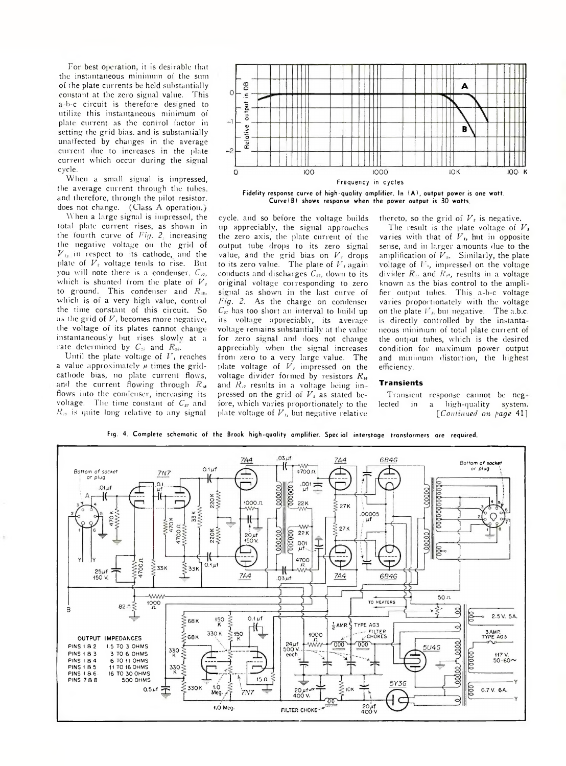For best operation, it is desirable that the instantaneous minimum of the sum of the plate currents be held substantially constant at the zero signal value. This a-b-c circuit is therefore designed to utilize this instantaneous minimum of plate current as the control factor in setting the grid bias, and is substantially unaffected by changes in the average current due to increases in the plate current which occur during the signal cycle.

When a small signal is impressed, the average current through the tubes, and therefore, through the pilot resistor, does not change. (Class A operation.)

When a large signal is impressed, the total plate current rises, as shown in the fourth curve of *Fig. 2*, increasing the negative voltage on the grid of $V_{1}$, in respect to its cathode, and the plate of $V_{1}$ voltage tends to rise. But you will note there is a condenser, $C_{27}$, which is shunted from the plate of $V_{1}$ to ground. This condenser and $R_{18}$, which is of a very high value, control the time constant of this circuit. So as the grid of $V_{1}$ becomes more negative, the voltage of its plates cannot change instantaneously but rises slowly at a rate determined by $C_{27}$ and $R_{18}$.

Until the plate voltage of $V_{1}$ reaches a value approximately $\mu$ times the grid-cathode bias, no plate current flows, and the current flowing through $R_{18}$ flows into the condenser, increasing its voltage. The time constant of $C_{27}$ and $R_{18}$ is quite long relative to any signal cycle, and so before the voltage builds up appreciably, the signal approaches the zero axis, the plate current of the output tube drops to its zero signal value, and the grid bias on $V_{1}$ drops to its zero value. The plate of $V_{1}$ again conducts and discharges $C_{27}$, down to its original voltage corresponding to zero signal as shown in the last curve of *Fig. 2*. As the charge on condenser $C_{27}$ has too short an interval to build up its voltage appreciably, its average voltage remains substantially at the value for zero signal and does not change appreciably when the signal increases from zero to a very large value. The plate voltage of $V_{1}$ impressed on the voltage divider formed by resistors $R_{16}$ and $R_{17}$ results in a voltage being impressed on the grid of $V_{2}$ as stated before, which varies proportionately to the plate voltage of $V_{1}$, but negative relative thereto, so the grid of $V_{2}$ is negative.

The result is the plate voltage of $V_{2}$ varies with that of $V_{1}$, but in opposite sense, and in larger amounts due to the amplification of $V_{2}$. Similarly, the plate voltage of $V_{2}$, impressed on the voltage divider $R_{21}$ and $R_{22}$, results in a voltage known as the bias control to the amplifier output tubes. This a-b-c voltage varies proportionately with the voltage on the plate $V_{1}$, but negative. The a.b.c. is directly controlled by the instantaneous minimum of total plate current of the output tubes, which is the desired condition for maximum power output and minimum distortion, the highest efficiency.

Fidelity response curve of high-quality amplifier. In (A), output power is one watt. Curve (B) shows response when the power output is 30 watts.

## Transients

Transient response cannot be neglected in a high-quality system. [*Continued on page 41*]

Fig. 4. Complete schematic of the Brook high-quality amplifier. Special interstage transformers are required.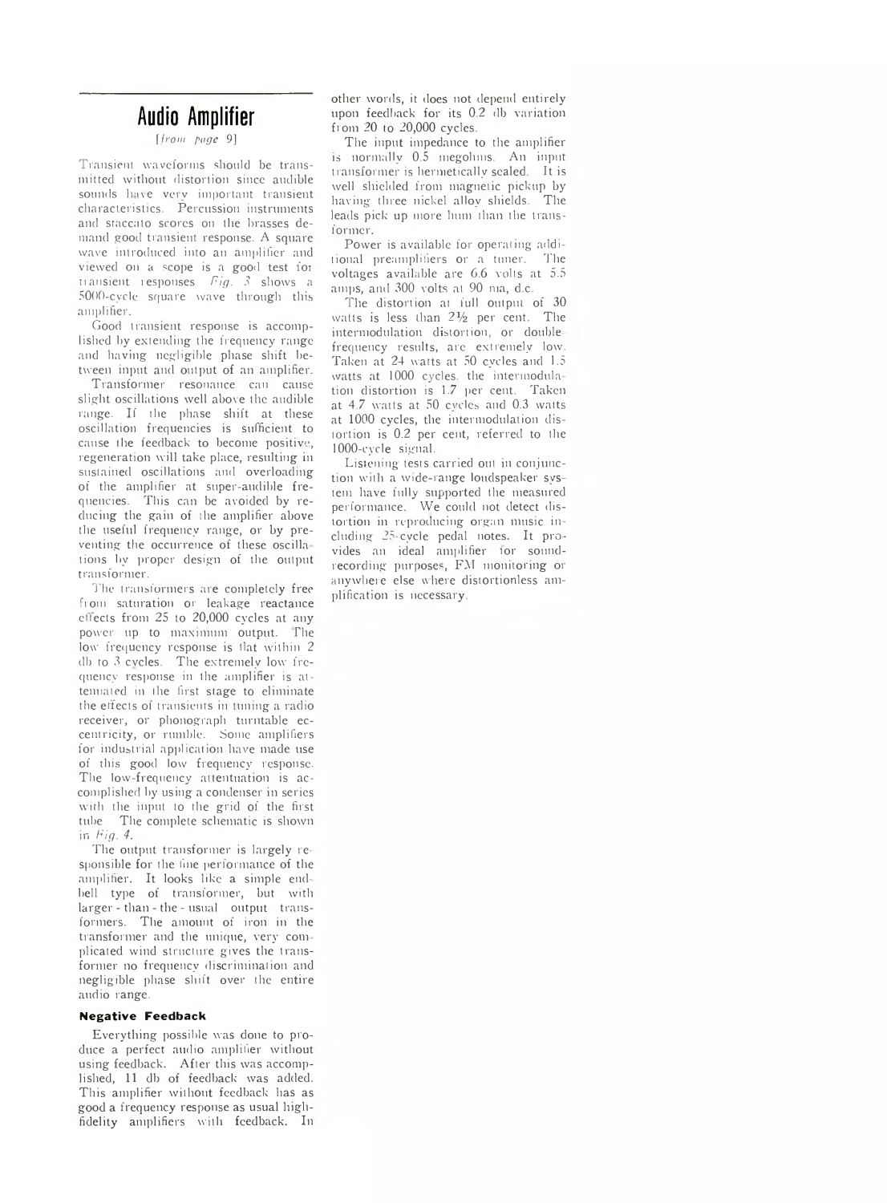# Audio Amplifier

*[from page 9]*

Transient waveforms should be transmitted without distortion since audible sounds have very important transient characteristics. Percussion instruments and staccato scores on the brasses demand good transient response. A square wave introduced into an amplifier and viewed on a scope is a good test for transient responses. *Fig. 3* shows a 5000-cycle square wave through this amplifier.

Good transient response is accomplished by extending the frequency range and having negligible phase shift between input and output of an amplifier.

Transformer resonance can cause slight oscillations well above the audible range. If the phase shift at these oscillation frequencies is sufficient to cause the feedback to become positive, regeneration will take place, resulting in sustained oscillations and overloading of the amplifier at super-audible frequencies. This can be avoided by reducing the gain of the amplifier above the useful frequency range, or by preventing the occurrence of these oscillations by proper design of the output transformer.

The transformers are completely free from saturation or leakage reactance effects from 25 to 20,000 cycles at any power up to maximum output. The low frequency response is flat within 2 db to 3 cycles. The extremely low frequency response in the amplifier is attenuated in the first stage to eliminate the effects of transients in tuning a radio receiver, or phonograph turntable eccentricity, or rumble. Some amplifiers for industrial application have made use of this good low frequency response. The low-frequency attentuation is accomplished by using a condenser in series with the input to the grid of the first tube. The complete schematic is shown in *Fig. 4*.

The output transformer is largely responsible for the fine performance of the amplifier. It looks like a simple end-bell type of transformer, but with larger - than - the - usual output transformers. The amount of iron in the transformer and the unique, very complicated wind structure gives the transformer no frequency discrimination and negligible phase shift over the entire audio range.

### Negative Feedback

Everything possible was done to produce a perfect audio amplifier without using feedback. After this was accomplished, 11 db of feedback was added. This amplifier without feedback has as good a frequency response as usual high-fidelity amplifiers with feedback. In other words, it does not depend entirely upon feedback for its 0.2 db variation from 20 to 20,000 cycles.

The input impedance to the amplifier is normally 0.5 megohms. An input transformer is hermetically sealed. It is well shielded from magnetic pickup by having three nickel alloy shields. The leads pick up more hum than the transformer.

Power is available for operating additional preamplifiers or a tuner. The voltages available are 6.6 volts at 5.5 amps, and 300 volts at 90 ma, d.c.

The distortion at full output of 30 watts is less than 2½ per cent. The intermodulation distortion, or double-frequency results, are extremely low. Taken at 24 watts at 50 cycles and 1.5 watts at 1000 cycles, the intermodulation distortion is 1.7 per cent. Taken at 4.7 watts at 50 cycles and 0.3 watts at 1000 cycles, the intermodulation distortion is 0.2 per cent, referred to the 1000-cycle signal.

Listening tests carried out in conjunction with a wide-range loudspeaker system have fully supported the measured performance. We could not detect distortion in reproducing organ music including 25-cycle pedal notes. It provides an ideal amplifier for sound-recording purposes, FM monitoring or anywhere else where distortionless amplification is necessary.